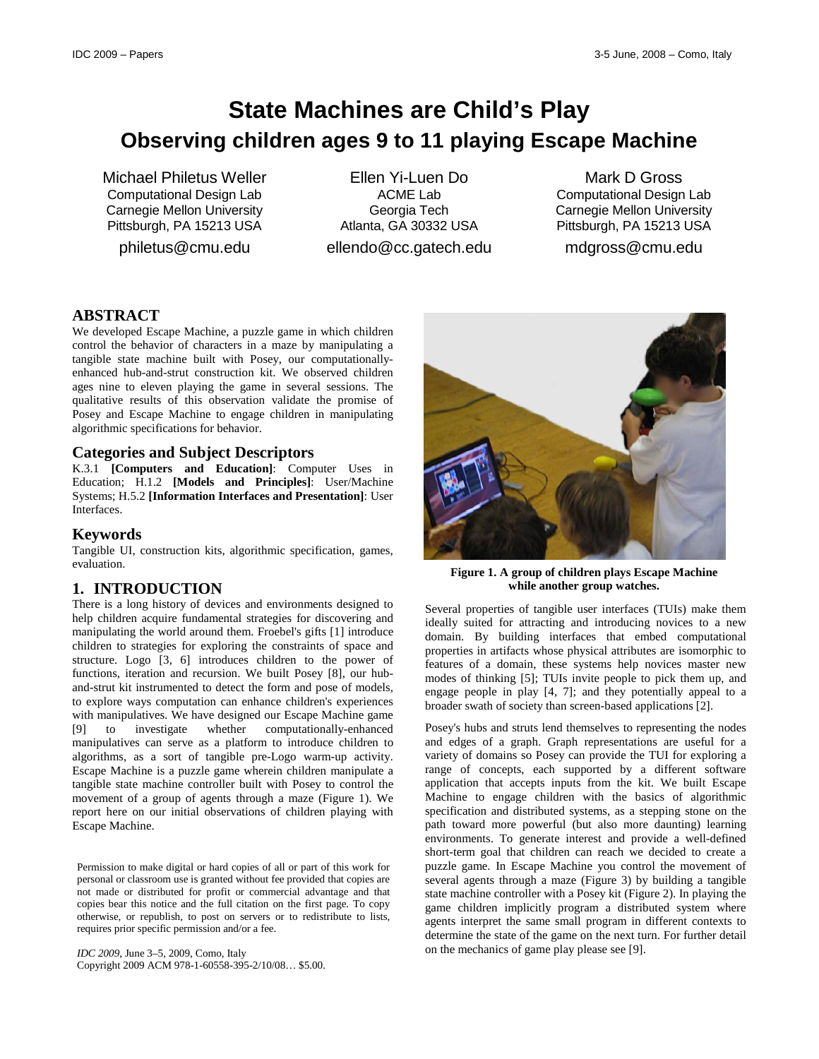# State Machines are Child's Play
## Observing children ages 9 to 11 playing Escape Machine

Michael Philetus Weller
Computational Design Lab
Carnegie Mellon University
Pittsburgh, PA 15213 USA
philetus@cmu.edu

Ellen Yi-Luen Do
ACME Lab
Georgia Tech
Atlanta, GA 30332 USA
ellendo@cc.gatech.edu

Mark D Gross
Computational Design Lab
Carnegie Mellon University
Pittsburgh, PA 15213 USA
mdgross@cmu.edu

## ABSTRACT

We developed Escape Machine, a puzzle game in which children control the behavior of characters in a maze by manipulating a tangible state machine built with Posey, our computationally-enhanced hub-and-strut construction kit. We observed children ages nine to eleven playing the game in several sessions. The qualitative results of this observation validate the promise of Posey and Escape Machine to engage children in manipulating algorithmic specifications for behavior.

### Categories and Subject Descriptors

K.3.1 **[Computers and Education]**: Computer Uses in Education; H.1.2 **[Models and Principles]**: User/Machine Systems; H.5.2 **[Information Interfaces and Presentation]**: User Interfaces.

### Keywords

Tangible UI, construction kits, algorithmic specification, games, evaluation.

## 1. INTRODUCTION

There is a long history of devices and environments designed to help children acquire fundamental strategies for discovering and manipulating the world around them. Froebel's gifts [1] introduce children to strategies for exploring the constraints of space and structure. Logo [3, 6] introduces children to the power of functions, iteration and recursion. We built Posey [8], our hub-and-strut kit instrumented to detect the form and pose of models, to explore ways computation can enhance children's experiences with manipulatives. We have designed our Escape Machine game [9] to investigate whether computationally-enhanced manipulatives can serve as a platform to introduce children to algorithms, as a sort of tangible pre-Logo warm-up activity. Escape Machine is a puzzle game wherein children manipulate a tangible state machine controller built with Posey to control the movement of a group of agents through a maze (Figure 1). We report here on our initial observations of children playing with Escape Machine.

Permission to make digital or hard copies of all or part of this work for personal or classroom use is granted without fee provided that copies are not made or distributed for profit or commercial advantage and that copies bear this notice and the full citation on the first page. To copy otherwise, or republish, to post on servers or to redistribute to lists, requires prior specific permission and/or a fee.

*IDC 2009*, June 3–5, 2009, Como, Italy
Copyright 2009 ACM 978-1-60558-395-2/10/08… $5.00.

**Figure 1. A group of children plays Escape Machine while another group watches.**

Several properties of tangible user interfaces (TUIs) make them ideally suited for attracting and introducing novices to a new domain. By building interfaces that embed computational properties in artifacts whose physical attributes are isomorphic to features of a domain, these systems help novices master new modes of thinking [5]; TUIs invite people to pick them up, and engage people in play [4, 7]; and they potentially appeal to a broader swath of society than screen-based applications [2].

Posey's hubs and struts lend themselves to representing the nodes and edges of a graph. Graph representations are useful for a variety of domains so Posey can provide the TUI for exploring a range of concepts, each supported by a different software application that accepts inputs from the kit. We built Escape Machine to engage children with the basics of algorithmic specification and distributed systems, as a stepping stone on the path toward more powerful (but also more daunting) learning environments. To generate interest and provide a well-defined short-term goal that children can reach we decided to create a puzzle game. In Escape Machine you control the movement of several agents through a maze (Figure 3) by building a tangible state machine controller with a Posey kit (Figure 2). In playing the game children implicitly program a distributed system where agents interpret the same small program in different contexts to determine the state of the game on the next turn. For further detail on the mechanics of game play please see [9].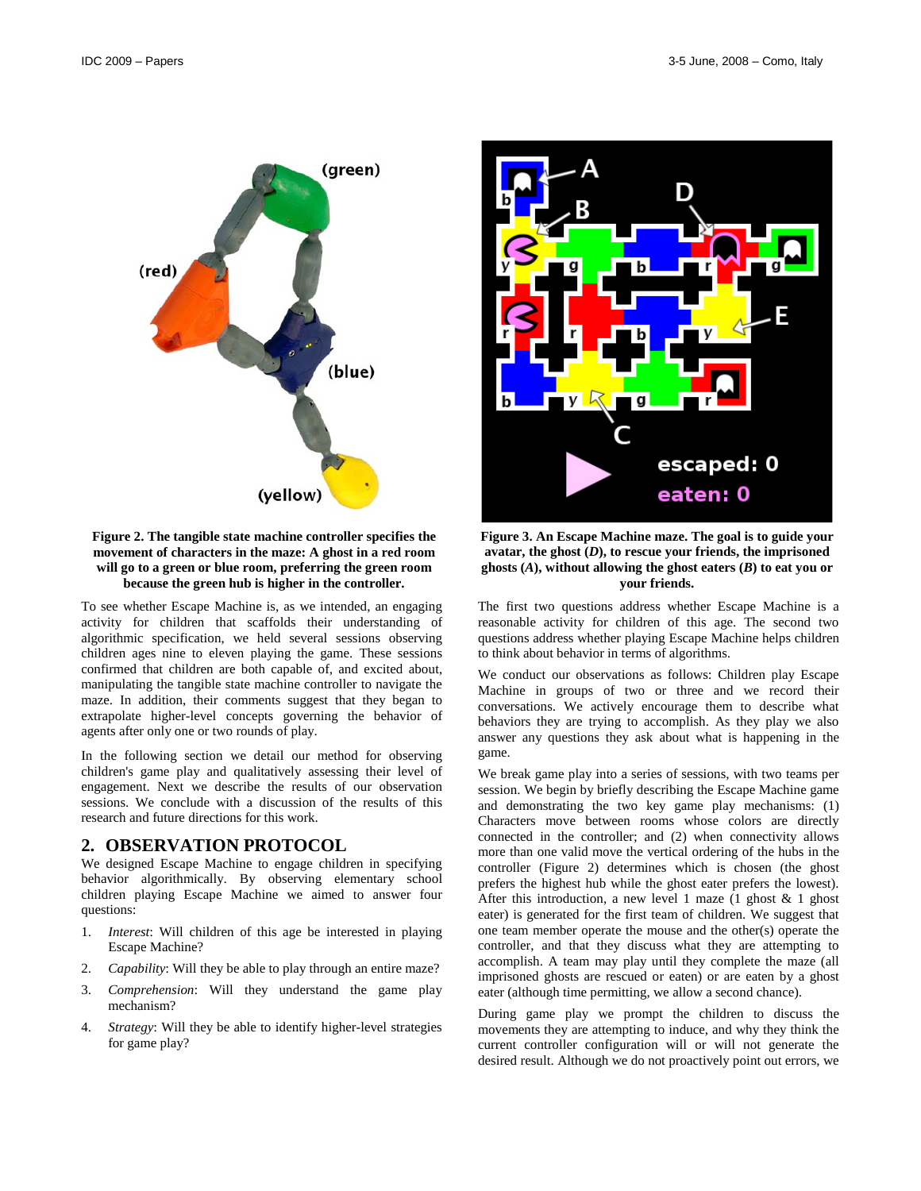Figure 2. The tangible state machine controller specifies the movement of characters in the maze: A ghost in a red room will go to a green or blue room, preferring the green room because the green hub is higher in the controller.

To see whether Escape Machine is, as we intended, an engaging activity for children that scaffolds their understanding of algorithmic specification, we held several sessions observing children ages nine to eleven playing the game. These sessions confirmed that children are both capable of, and excited about, manipulating the tangible state machine controller to navigate the maze. In addition, their comments suggest that they began to extrapolate higher-level concepts governing the behavior of agents after only one or two rounds of play.

In the following section we detail our method for observing children's game play and qualitatively assessing their level of engagement. Next we describe the results of our observation sessions. We conclude with a discussion of the results of this research and future directions for this work.

## 2. OBSERVATION PROTOCOL

We designed Escape Machine to engage children in specifying behavior algorithmically. By observing elementary school children playing Escape Machine we aimed to answer four questions:

1. *Interest*: Will children of this age be interested in playing Escape Machine?
2. *Capability*: Will they be able to play through an entire maze?
3. *Comprehension*: Will they understand the game play mechanism?
4. *Strategy*: Will they be able to identify higher-level strategies for game play?

Figure 3. An Escape Machine maze. The goal is to guide your avatar, the ghost (*D*), to rescue your friends, the imprisoned ghosts (*A*), without allowing the ghost eaters (*B*) to eat you or your friends.

The first two questions address whether Escape Machine is a reasonable activity for children of this age. The second two questions address whether playing Escape Machine helps children to think about behavior in terms of algorithms.

We conduct our observations as follows: Children play Escape Machine in groups of two or three and we record their conversations. We actively encourage them to describe what behaviors they are trying to accomplish. As they play we also answer any questions they ask about what is happening in the game.

We break game play into a series of sessions, with two teams per session. We begin by briefly describing the Escape Machine game and demonstrating the two key game play mechanisms: (1) Characters move between rooms whose colors are directly connected in the controller; and (2) when connectivity allows more than one valid move the vertical ordering of the hubs in the controller (Figure 2) determines which is chosen (the ghost prefers the highest hub while the ghost eater prefers the lowest). After this introduction, a new level 1 maze (1 ghost & 1 ghost eater) is generated for the first team of children. We suggest that one team member operate the mouse and the other(s) operate the controller, and that they discuss what they are attempting to accomplish. A team may play until they complete the maze (all imprisoned ghosts are rescued or eaten) or are eaten by a ghost eater (although time permitting, we allow a second chance).

During game play we prompt the children to discuss the movements they are attempting to induce, and why they think the current controller configuration will or will not generate the desired result. Although we do not proactively point out errors, we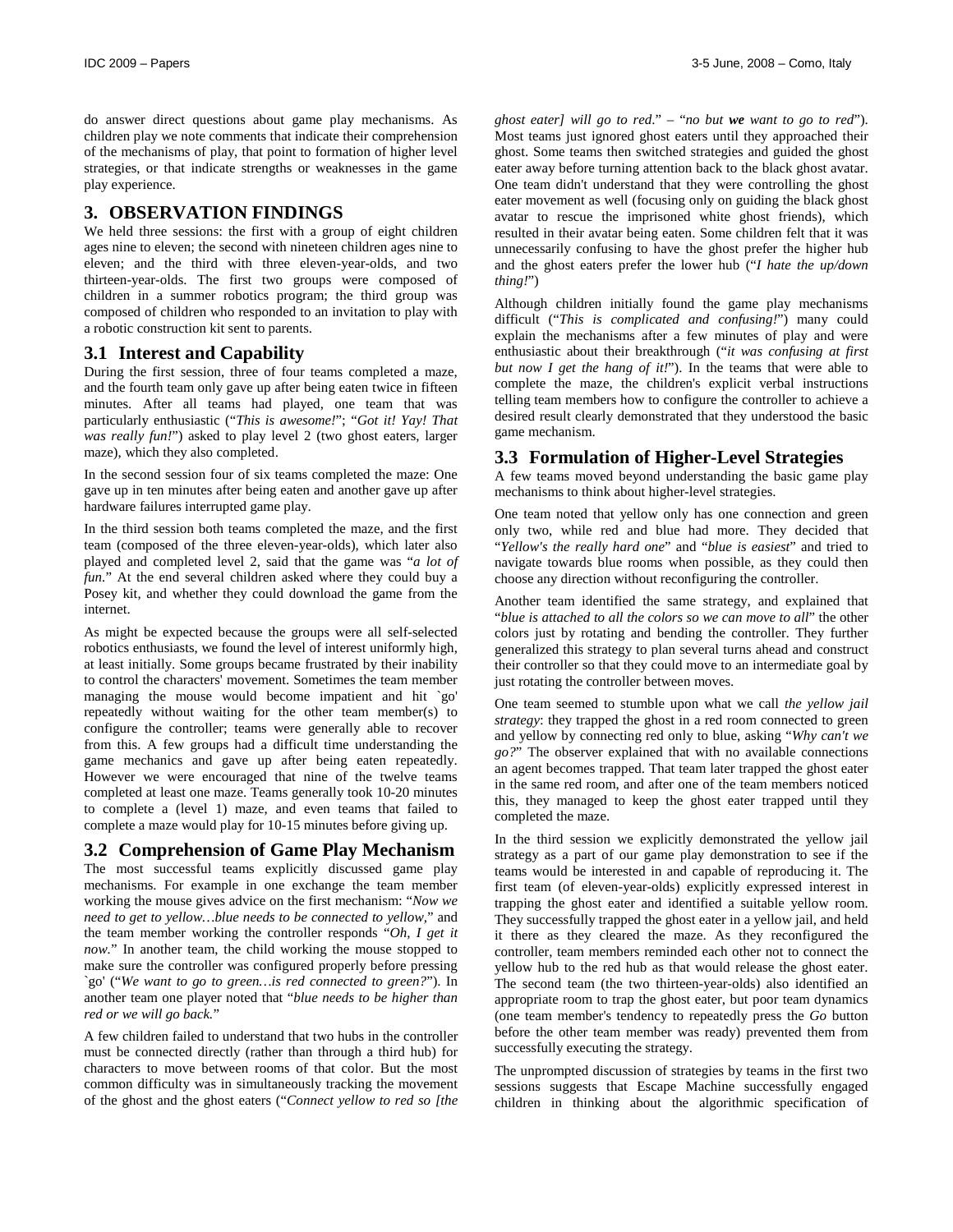do answer direct questions about game play mechanisms. As children play we note comments that indicate their comprehension of the mechanisms of play, that point to formation of higher level strategies, or that indicate strengths or weaknesses in the game play experience.

## 3. OBSERVATION FINDINGS

We held three sessions: the first with a group of eight children ages nine to eleven; the second with nineteen children ages nine to eleven; and the third with three eleven-year-olds, and two thirteen-year-olds. The first two groups were composed of children in a summer robotics program; the third group was composed of children who responded to an invitation to play with a robotic construction kit sent to parents.

### 3.1 Interest and Capability

During the first session, three of four teams completed a maze, and the fourth team only gave up after being eaten twice in fifteen minutes. After all teams had played, one team that was particularly enthusiastic ("*This is awesome!*"; "*Got it! Yay! That was really fun!*") asked to play level 2 (two ghost eaters, larger maze), which they also completed.

In the second session four of six teams completed the maze: One gave up in ten minutes after being eaten and another gave up after hardware failures interrupted game play.

In the third session both teams completed the maze, and the first team (composed of the three eleven-year-olds), which later also played and completed level 2, said that the game was "*a lot of fun.*" At the end several children asked where they could buy a Posey kit, and whether they could download the game from the internet.

As might be expected because the groups were all self-selected robotics enthusiasts, we found the level of interest uniformly high, at least initially. Some groups became frustrated by their inability to control the characters' movement. Sometimes the team member managing the mouse would become impatient and hit `go' repeatedly without waiting for the other team member(s) to configure the controller; teams were generally able to recover from this. A few groups had a difficult time understanding the game mechanics and gave up after being eaten repeatedly. However we were encouraged that nine of the twelve teams completed at least one maze. Teams generally took 10-20 minutes to complete a (level 1) maze, and even teams that failed to complete a maze would play for 10-15 minutes before giving up.

### 3.2 Comprehension of Game Play Mechanism

The most successful teams explicitly discussed game play mechanisms. For example in one exchange the team member working the mouse gives advice on the first mechanism: "*Now we need to get to yellow…blue needs to be connected to yellow*," and the team member working the controller responds "*Oh, I get it now.*" In another team, the child working the mouse stopped to make sure the controller was configured properly before pressing `go' ("*We want to go to green…is red connected to green?*"). In another team one player noted that "*blue needs to be higher than red or we will go back.*"

A few children failed to understand that two hubs in the controller must be connected directly (rather than through a third hub) for characters to move between rooms of that color. But the most common difficulty was in simultaneously tracking the movement of the ghost and the ghost eaters ("*Connect yellow to red so [the ghost eater] will go to red*." – "*no but **we** want to go to red*"). Most teams just ignored ghost eaters until they approached their ghost. Some teams then switched strategies and guided the ghost eater away before turning attention back to the black ghost avatar. One team didn't understand that they were controlling the ghost eater movement as well (focusing only on guiding the black ghost avatar to rescue the imprisoned white ghost friends), which resulted in their avatar being eaten. Some children felt that it was unnecessarily confusing to have the ghost prefer the higher hub and the ghost eaters prefer the lower hub ("*I hate the up/down thing!*")

Although children initially found the game play mechanisms difficult ("*This is complicated and confusing!*") many could explain the mechanisms after a few minutes of play and were enthusiastic about their breakthrough ("*it was confusing at first but now I get the hang of it!*"). In the teams that were able to complete the maze, the children's explicit verbal instructions telling team members how to configure the controller to achieve a desired result clearly demonstrated that they understood the basic game mechanism.

### 3.3 Formulation of Higher-Level Strategies

A few teams moved beyond understanding the basic game play mechanisms to think about higher-level strategies.

One team noted that yellow only has one connection and green only two, while red and blue had more. They decided that "*Yellow's the really hard one*" and "*blue is easiest*" and tried to navigate towards blue rooms when possible, as they could then choose any direction without reconfiguring the controller.

Another team identified the same strategy, and explained that "*blue is attached to all the colors so we can move to all*" the other colors just by rotating and bending the controller. They further generalized this strategy to plan several turns ahead and construct their controller so that they could move to an intermediate goal by just rotating the controller between moves.

One team seemed to stumble upon what we call *the yellow jail strategy*: they trapped the ghost in a red room connected to green and yellow by connecting red only to blue, asking "*Why can't we go?*" The observer explained that with no available connections an agent becomes trapped. That team later trapped the ghost eater in the same red room, and after one of the team members noticed this, they managed to keep the ghost eater trapped until they completed the maze.

In the third session we explicitly demonstrated the yellow jail strategy as a part of our game play demonstration to see if the teams would be interested in and capable of reproducing it. The first team (of eleven-year-olds) explicitly expressed interest in trapping the ghost eater and identified a suitable yellow room. They successfully trapped the ghost eater in a yellow jail, and held it there as they cleared the maze. As they reconfigured the controller, team members reminded each other not to connect the yellow hub to the red hub as that would release the ghost eater. The second team (the two thirteen-year-olds) also identified an appropriate room to trap the ghost eater, but poor team dynamics (one team member's tendency to repeatedly press the *Go* button before the other team member was ready) prevented them from successfully executing the strategy.

The unprompted discussion of strategies by teams in the first two sessions suggests that Escape Machine successfully engaged children in thinking about the algorithmic specification of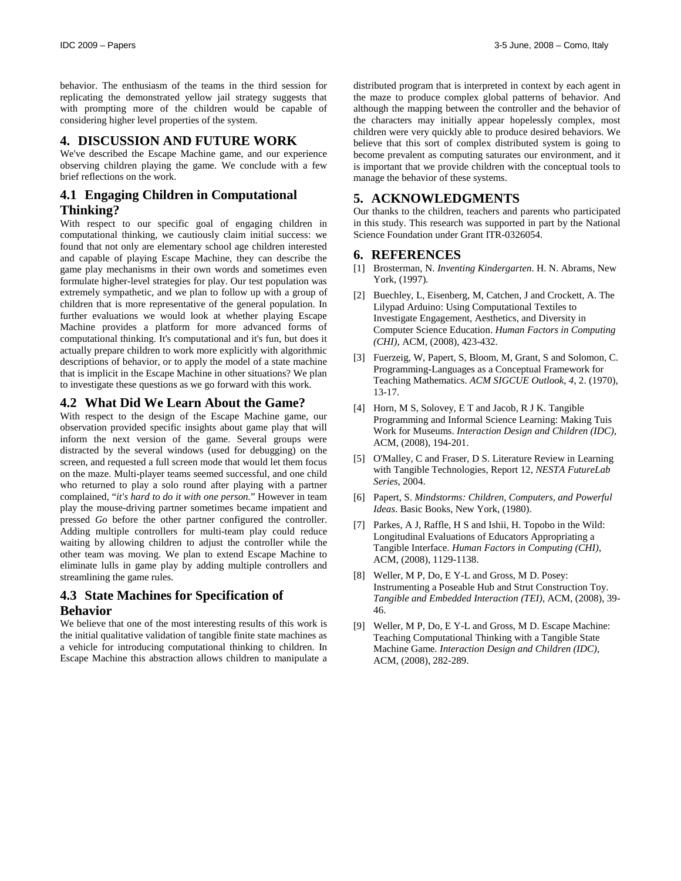behavior. The enthusiasm of the teams in the third session for replicating the demonstrated yellow jail strategy suggests that with prompting more of the children would be capable of considering higher level properties of the system.

## 4. DISCUSSION AND FUTURE WORK

We've described the Escape Machine game, and our experience observing children playing the game. We conclude with a few brief reflections on the work.

### 4.1 Engaging Children in Computational Thinking?

With respect to our specific goal of engaging children in computational thinking, we cautiously claim initial success: we found that not only are elementary school age children interested and capable of playing Escape Machine, they can describe the game play mechanisms in their own words and sometimes even formulate higher-level strategies for play. Our test population was extremely sympathetic, and we plan to follow up with a group of children that is more representative of the general population. In further evaluations we would look at whether playing Escape Machine provides a platform for more advanced forms of computational thinking. It's computational and it's fun, but does it actually prepare children to work more explicitly with algorithmic descriptions of behavior, or to apply the model of a state machine that is implicit in the Escape Machine in other situations? We plan to investigate these questions as we go forward with this work.

### 4.2 What Did We Learn About the Game?

With respect to the design of the Escape Machine game, our observation provided specific insights about game play that will inform the next version of the game. Several groups were distracted by the several windows (used for debugging) on the screen, and requested a full screen mode that would let them focus on the maze. Multi-player teams seemed successful, and one child who returned to play a solo round after playing with a partner complained, "*it's hard to do it with one person.*" However in team play the mouse-driving partner sometimes became impatient and pressed *Go* before the other partner configured the controller. Adding multiple controllers for multi-team play could reduce waiting by allowing children to adjust the controller while the other team was moving. We plan to extend Escape Machine to eliminate lulls in game play by adding multiple controllers and streamlining the game rules.

### 4.3 State Machines for Specification of Behavior

We believe that one of the most interesting results of this work is the initial qualitative validation of tangible finite state machines as a vehicle for introducing computational thinking to children. In Escape Machine this abstraction allows children to manipulate a distributed program that is interpreted in context by each agent in the maze to produce complex global patterns of behavior. And although the mapping between the controller and the behavior of the characters may initially appear hopelessly complex, most children were very quickly able to produce desired behaviors. We believe that this sort of complex distributed system is going to become prevalent as computing saturates our environment, and it is important that we provide children with the conceptual tools to manage the behavior of these systems.

## 5. ACKNOWLEDGMENTS

Our thanks to the children, teachers and parents who participated in this study. This research was supported in part by the National Science Foundation under Grant ITR-0326054.

## 6. REFERENCES

[1] Brosterman, N. *Inventing Kindergarten*. H. N. Abrams, New York, (1997).

[2] Buechley, L, Eisenberg, M, Catchen, J and Crockett, A. The Lilypad Arduino: Using Computational Textiles to Investigate Engagement, Aesthetics, and Diversity in Computer Science Education. *Human Factors in Computing (CHI)*, ACM, (2008), 423-432.

[3] Fuerzeig, W, Papert, S, Bloom, M, Grant, S and Solomon, C. Programming-Languages as a Conceptual Framework for Teaching Mathematics. *ACM SIGCUE Outlook*, *4*, 2. (1970), 13-17.

[4] Horn, M S, Solovey, E T and Jacob, R J K. Tangible Programming and Informal Science Learning: Making Tuis Work for Museums. *Interaction Design and Children (IDC)*, ACM, (2008), 194-201.

[5] O'Malley, C and Fraser, D S. Literature Review in Learning with Tangible Technologies, Report 12, *NESTA FutureLab Series*, 2004.

[6] Papert, S. *Mindstorms: Children, Computers, and Powerful Ideas*. Basic Books, New York, (1980).

[7] Parkes, A J, Raffle, H S and Ishii, H. Topobo in the Wild: Longitudinal Evaluations of Educators Appropriating a Tangible Interface. *Human Factors in Computing (CHI)*, ACM, (2008), 1129-1138.

[8] Weller, M P, Do, E Y-L and Gross, M D. Posey: Instrumenting a Poseable Hub and Strut Construction Toy. *Tangible and Embedded Interaction (TEI)*, ACM, (2008), 39-46.

[9] Weller, M P, Do, E Y-L and Gross, M D. Escape Machine: Teaching Computational Thinking with a Tangible State Machine Game. *Interaction Design and Children (IDC)*, ACM, (2008), 282-289.